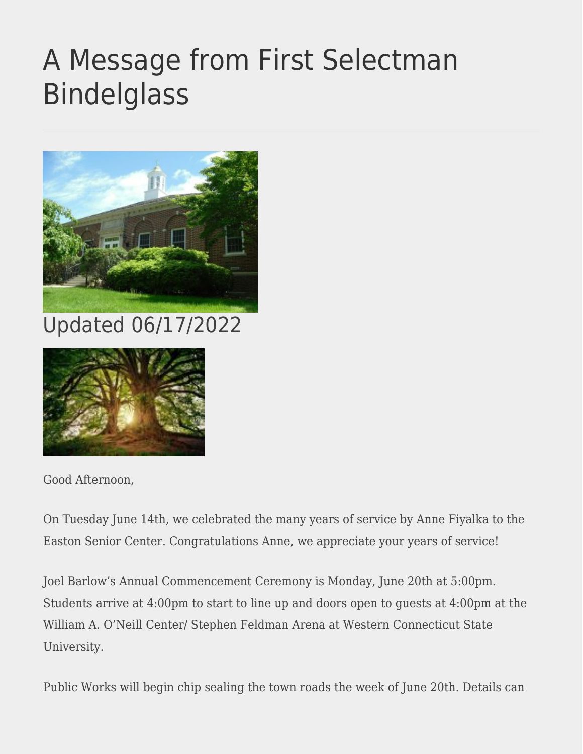# A Message from First Selectman Bindelglass

## Updated 06/17/2022

Good Afternoon,

On Tuesday June 14th, we celebrated the many years of service by Anne Fiyalka to the Easton Senior Center. Congratulations Anne, we appreciate your years of service!

Joel Barlow's Annual Commencement Ceremony is Monday, June 20th at 5:00pm. Students arrive at 4:00pm to start to line up and doors open to guests at 4:00pm at the William A. O'Neill Center/ Stephen Feldman Arena at Western Connecticut State University.

Public Works will begin chip sealing the town roads the week of June 20th. Details can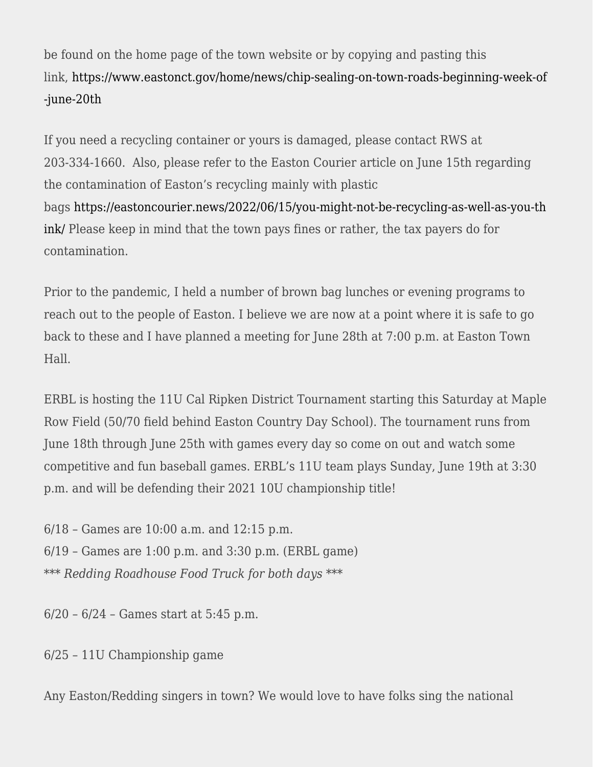be found on the home page of the town website or by copying and pasting this link, https://www.eastonct.gov/home/news/chip-sealing-on-town-roads-beginning-week-of-june-20th

If you need a recycling container or yours is damaged, please contact RWS at 203-334-1660. Also, please refer to the Easton Courier article on June 15th regarding the contamination of Easton's recycling mainly with plastic bags https://eastoncourier.news/2022/06/15/you-might-not-be-recycling-as-well-as-you-think/ Please keep in mind that the town pays fines or rather, the tax payers do for contamination.

Prior to the pandemic, I held a number of brown bag lunches or evening programs to reach out to the people of Easton. I believe we are now at a point where it is safe to go back to these and I have planned a meeting for June 28th at 7:00 p.m. at Easton Town Hall.

ERBL is hosting the 11U Cal Ripken District Tournament starting this Saturday at Maple Row Field (50/70 field behind Easton Country Day School). The tournament runs from June 18th through June 25th with games every day so come on out and watch some competitive and fun baseball games. ERBL's 11U team plays Sunday, June 19th at 3:30 p.m. and will be defending their 2021 10U championship title!

6/18 – Games are 10:00 a.m. and 12:15 p.m.
6/19 – Games are 1:00 p.m. and 3:30 p.m. (ERBL game)
*** *Redding Roadhouse Food Truck for both days* ***

6/20 – 6/24 – Games start at 5:45 p.m.

6/25 – 11U Championship game

Any Easton/Redding singers in town? We would love to have folks sing the national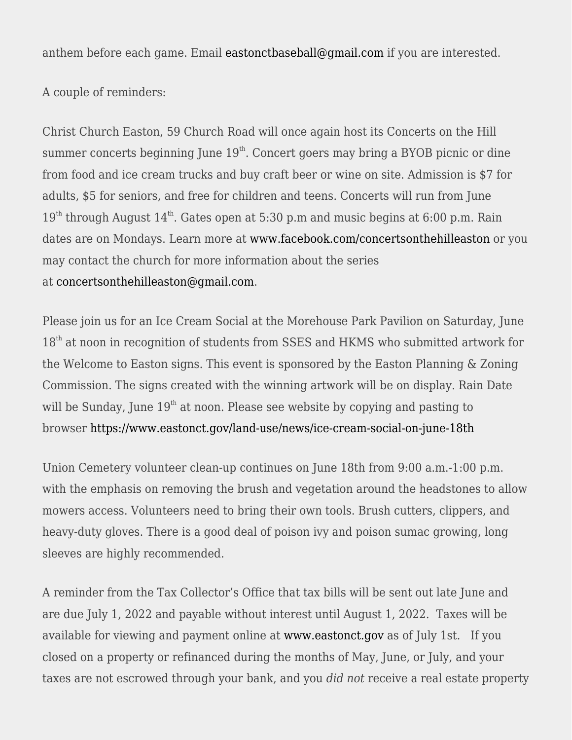anthem before each game. Email eastonctbaseball@gmail.com if you are interested.

A couple of reminders:

Christ Church Easton, 59 Church Road will once again host its Concerts on the Hill summer concerts beginning June 19th. Concert goers may bring a BYOB picnic or dine from food and ice cream trucks and buy craft beer or wine on site. Admission is $7 for adults, $5 for seniors, and free for children and teens. Concerts will run from June 19th through August 14th. Gates open at 5:30 p.m and music begins at 6:00 p.m. Rain dates are on Mondays. Learn more at www.facebook.com/concertsonthehilleaston or you may contact the church for more information about the series at concertsonthehilleaston@gmail.com.

Please join us for an Ice Cream Social at the Morehouse Park Pavilion on Saturday, June 18th at noon in recognition of students from SSES and HKMS who submitted artwork for the Welcome to Easton signs. This event is sponsored by the Easton Planning & Zoning Commission. The signs created with the winning artwork will be on display. Rain Date will be Sunday, June 19th at noon. Please see website by copying and pasting to browser https://www.eastonct.gov/land-use/news/ice-cream-social-on-june-18th

Union Cemetery volunteer clean-up continues on June 18th from 9:00 a.m.-1:00 p.m. with the emphasis on removing the brush and vegetation around the headstones to allow mowers access. Volunteers need to bring their own tools. Brush cutters, clippers, and heavy-duty gloves. There is a good deal of poison ivy and poison sumac growing, long sleeves are highly recommended.

A reminder from the Tax Collector's Office that tax bills will be sent out late June and are due July 1, 2022 and payable without interest until August 1, 2022. Taxes will be available for viewing and payment online at www.eastonct.gov as of July 1st. If you closed on a property or refinanced during the months of May, June, or July, and your taxes are not escrowed through your bank, and you *did not* receive a real estate property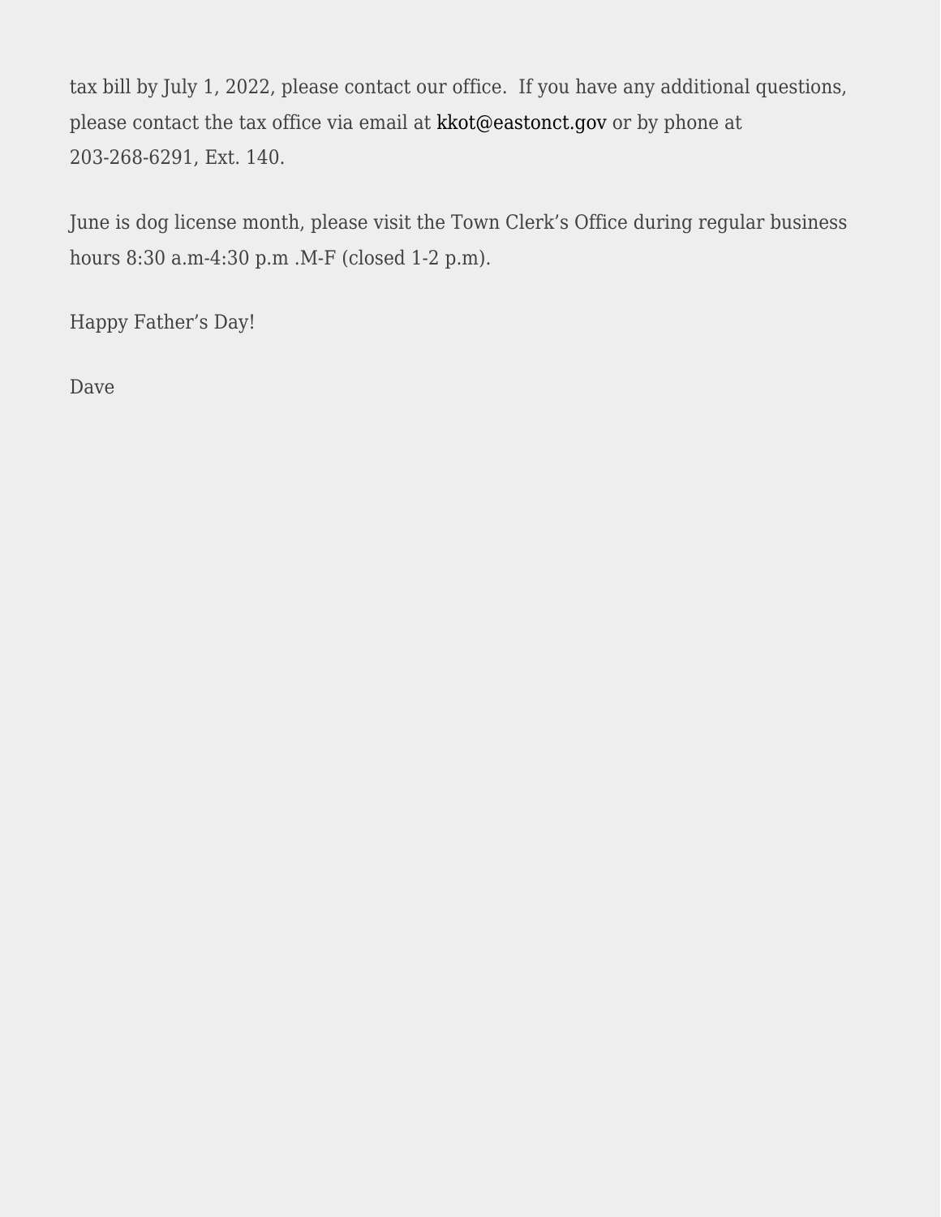tax bill by July 1, 2022, please contact our office. If you have any additional questions, please contact the tax office via email at kkot@eastonct.gov or by phone at 203-268-6291, Ext. 140.

June is dog license month, please visit the Town Clerk's Office during regular business hours 8:30 a.m-4:30 p.m .M-F (closed 1-2 p.m).

Happy Father's Day!

Dave